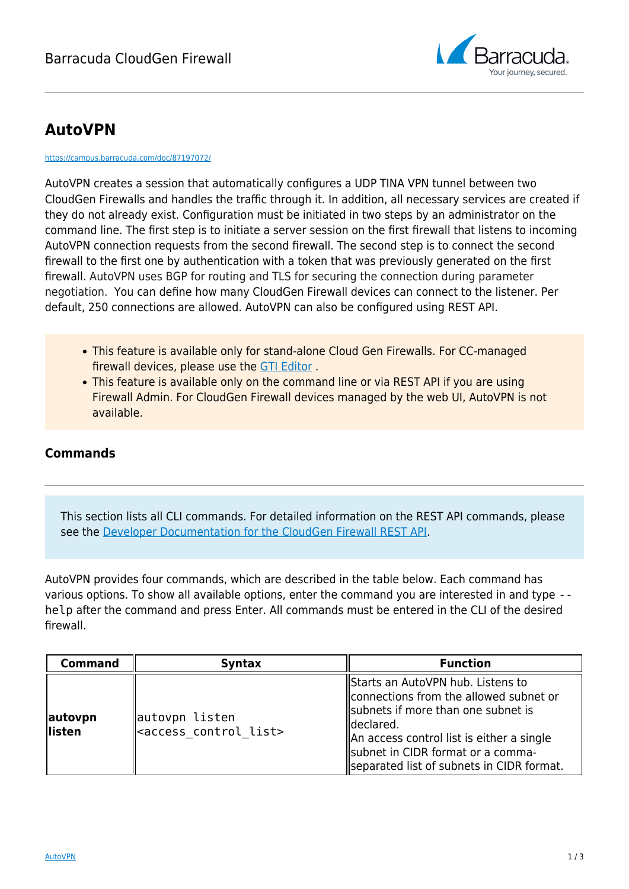# AutoVPN

https://campus.barracuda.com/doc/87197072/

AutoVPN creates a session that automatically configures a UDP TINA VPN tunnel between two CloudGen Firewalls and handles the traffic through it. In addition, all necessary services are created if they do not already exist. Configuration must be initiated in two steps by an administrator on the command line. The first step is to initiate a server session on the first firewall that listens to incoming AutoVPN connection requests from the second firewall. The second step is to connect the second firewall to the first one by authentication with a token that was previously generated on the first firewall. AutoVPN uses BGP for routing and TLS for securing the connection during parameter negotiation. You can define how many CloudGen Firewall devices can connect to the listener. Per default, 250 connections are allowed. AutoVPN can also be configured using REST API.

- This feature is available only for stand-alone Cloud Gen Firewalls. For CC-managed firewall devices, please use the GTI Editor .
- This feature is available only on the command line or via REST API if you are using Firewall Admin. For CloudGen Firewall devices managed by the web UI, AutoVPN is not available.

## Commands

This section lists all CLI commands. For detailed information on the REST API commands, please see the Developer Documentation for the CloudGen Firewall REST API.

AutoVPN provides four commands, which are described in the table below. Each command has various options. To show all available options, enter the command you are interested in and type `--help` after the command and press Enter. All commands must be entered in the CLI of the desired firewall.

| Command | Syntax | Function |
|---|---|---|
| **autovpn listen** | `autovpn listen <access_control_list>` | Starts an AutoVPN hub. Listens to connections from the allowed subnet or subnets if more than one subnet is declared.<br>An access control list is either a single subnet in CIDR format or a comma-separated list of subnets in CIDR format. |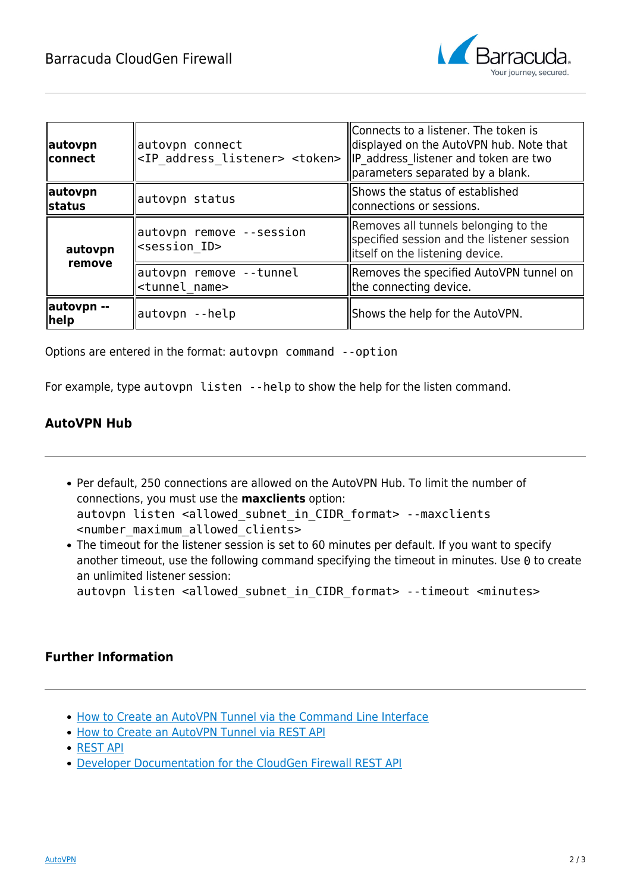| | | |
|---|---|---|
| **autovpn connect** | `autovpn connect <IP_address_listener> <token>` | Connects to a listener. The token is displayed on the AutoVPN hub. Note that IP_address_listener and token are two parameters separated by a blank. |
| **autovpn status** | `autovpn status` | Shows the status of established connections or sessions. |
| **autovpn remove** | `autovpn remove --session <session_ID>` | Removes all tunnels belonging to the specified session and the listener session itself on the listening device. |
| | `autovpn remove --tunnel <tunnel_name>` | Removes the specified AutoVPN tunnel on the connecting device. |
| **autovpn --help** | `autovpn --help` | Shows the help for the AutoVPN. |

Options are entered in the format: `autovpn command --option`

For example, type `autovpn listen --help` to show the help for the listen command.

### AutoVPN Hub

- Per default, 250 connections are allowed on the AutoVPN Hub. To limit the number of connections, you must use the **maxclients** option:
  `autovpn listen <allowed_subnet_in_CIDR_format> --maxclients <number_maximum_allowed_clients>`
- The timeout for the listener session is set to 60 minutes per default. If you want to specify another timeout, use the following command specifying the timeout in minutes. Use `0` to create an unlimited listener session:
  `autovpn listen <allowed_subnet_in_CIDR_format> --timeout <minutes>`

### Further Information

- How to Create an AutoVPN Tunnel via the Command Line Interface
- How to Create an AutoVPN Tunnel via REST API
- REST API
- Developer Documentation for the CloudGen Firewall REST API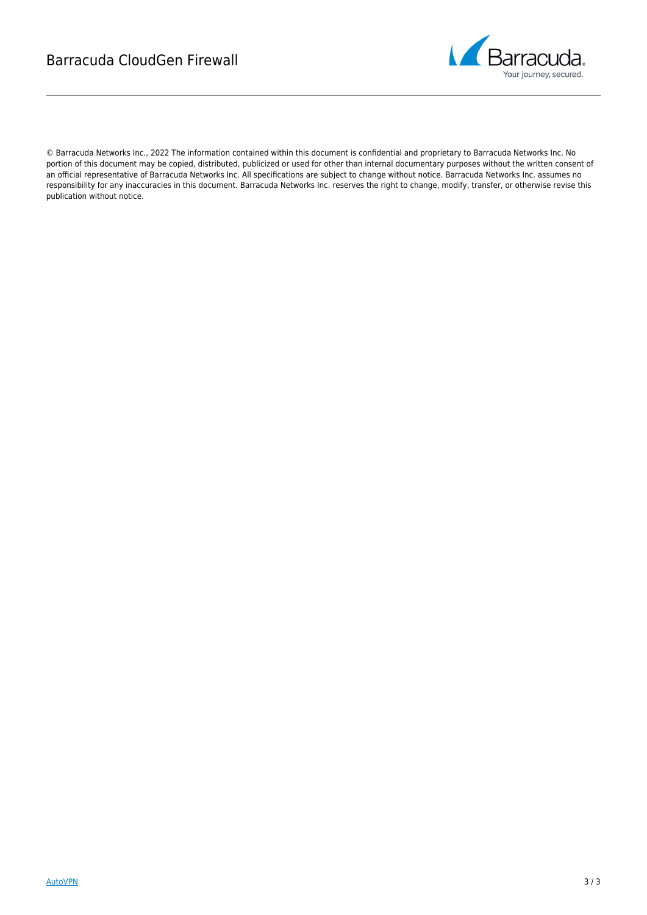© Barracuda Networks Inc., 2022 The information contained within this document is confidential and proprietary to Barracuda Networks Inc. No portion of this document may be copied, distributed, publicized or used for other than internal documentary purposes without the written consent of an official representative of Barracuda Networks Inc. All specifications are subject to change without notice. Barracuda Networks Inc. assumes no responsibility for any inaccuracies in this document. Barracuda Networks Inc. reserves the right to change, modify, transfer, or otherwise revise this publication without notice.